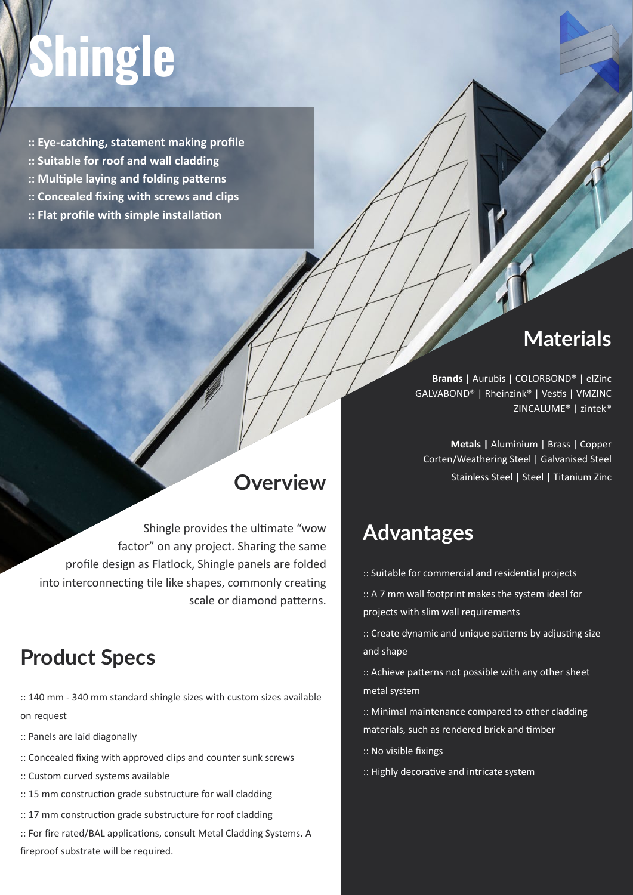# Shingle

:: Eye-catching, statement making profile
:: Suitable for roof and wall cladding
:: Multiple laying and folding patterns
:: Concealed fixing with screws and clips
:: Flat profile with simple installation

## Overview

Shingle provides the ultimate "wow factor" on any project. Sharing the same profile design as Flatlock, Shingle panels are folded into interconnecting tile like shapes, commonly creating scale or diamond patterns.

## Product Specs

:: 140 mm - 340 mm standard shingle sizes with custom sizes available on request

:: Panels are laid diagonally

:: Concealed fixing with approved clips and counter sunk screws

:: Custom curved systems available

:: 15 mm construction grade substructure for wall cladding

:: 17 mm construction grade substructure for roof cladding

:: For fire rated/BAL applications, consult Metal Cladding Systems. A fireproof substrate will be required.

## Materials

**Brands |** Aurubis | COLORBOND® | elZinc GALVABOND® | Rheinzink® | Vestis | VMZINC ZINCALUME® | zintek®

**Metals |** Aluminium | Brass | Copper Corten/Weathering Steel | Galvanised Steel Stainless Steel | Steel | Titanium Zinc

## Advantages

:: Suitable for commercial and residential projects

:: A 7 mm wall footprint makes the system ideal for projects with slim wall requirements

:: Create dynamic and unique patterns by adjusting size and shape

:: Achieve patterns not possible with any other sheet metal system

:: Minimal maintenance compared to other cladding materials, such as rendered brick and timber

:: No visible fixings

:: Highly decorative and intricate system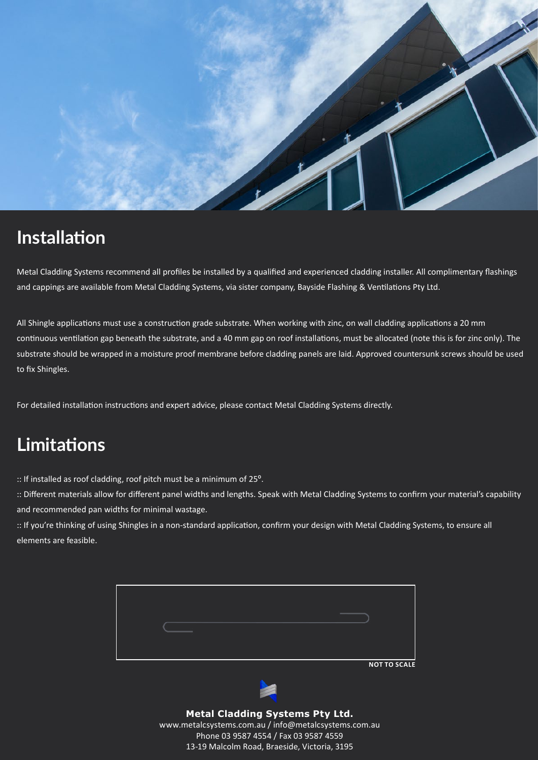## Installation

Metal Cladding Systems recommend all profiles be installed by a qualified and experienced cladding installer. All complimentary flashings and cappings are available from Metal Cladding Systems, via sister company, Bayside Flashing & Ventilations Pty Ltd.

All Shingle applications must use a construction grade substrate. When working with zinc, on wall cladding applications a 20 mm continuous ventilation gap beneath the substrate, and a 40 mm gap on roof installations, must be allocated (note this is for zinc only). The substrate should be wrapped in a moisture proof membrane before cladding panels are laid. Approved countersunk screws should be used to fix Shingles.

For detailed installation instructions and expert advice, please contact Metal Cladding Systems directly.

## Limitations

:: If installed as roof cladding, roof pitch must be a minimum of 25°.

:: Different materials allow for different panel widths and lengths. Speak with Metal Cladding Systems to confirm your material's capability and recommended pan widths for minimal wastage.

:: If you're thinking of using Shingles in a non-standard application, confirm your design with Metal Cladding Systems, to ensure all elements are feasible.

NOT TO SCALE

**Metal Cladding Systems Pty Ltd.**
www.metalcsystems.com.au / info@metalcsystems.com.au
Phone 03 9587 4554 / Fax 03 9587 4559
13-19 Malcolm Road, Braeside, Victoria, 3195